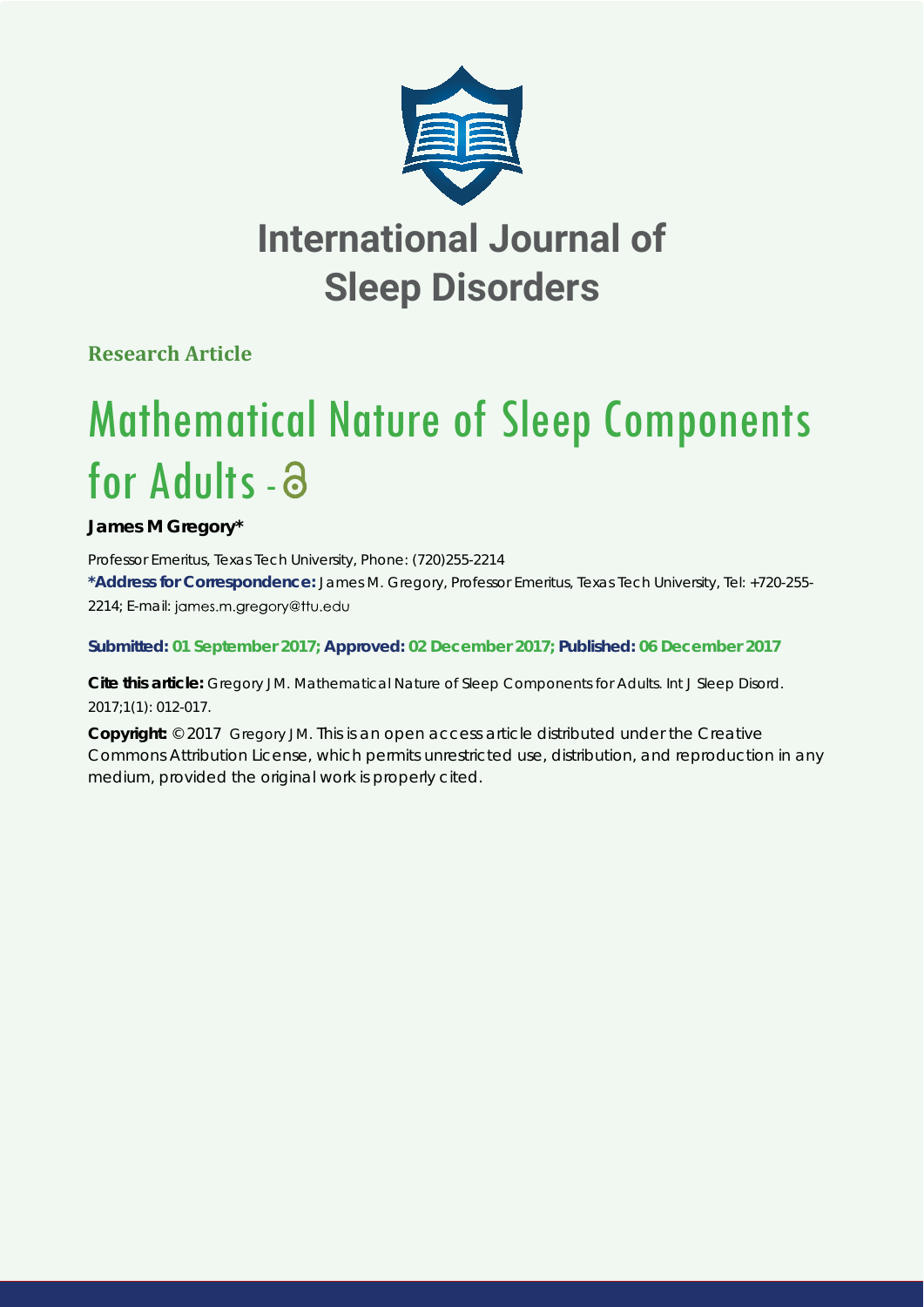# International Journal of Sleep Disorders

**Research Article**

# Mathematical Nature of Sleep Components for Adults

**James M Gregory***

Professor Emeritus, Texas Tech University, Phone: (720)255-2214

***Address for Correspondence:** James M. Gregory, Professor Emeritus, Texas Tech University, Tel: +720-255-2214; E-mail: james.m.gregory@ttu.edu

**Submitted: 01 September 2017; Approved: 02 December 2017; Published: 06 December 2017**

**Cite this article:** Gregory JM. Mathematical Nature of Sleep Components for Adults. Int J Sleep Disord. 2017;1(1): 012-017.

**Copyright:** © 2017 Gregory JM. This is an open access article distributed under the Creative Commons Attribution License, which permits unrestricted use, distribution, and reproduction in any medium, provided the original work is properly cited.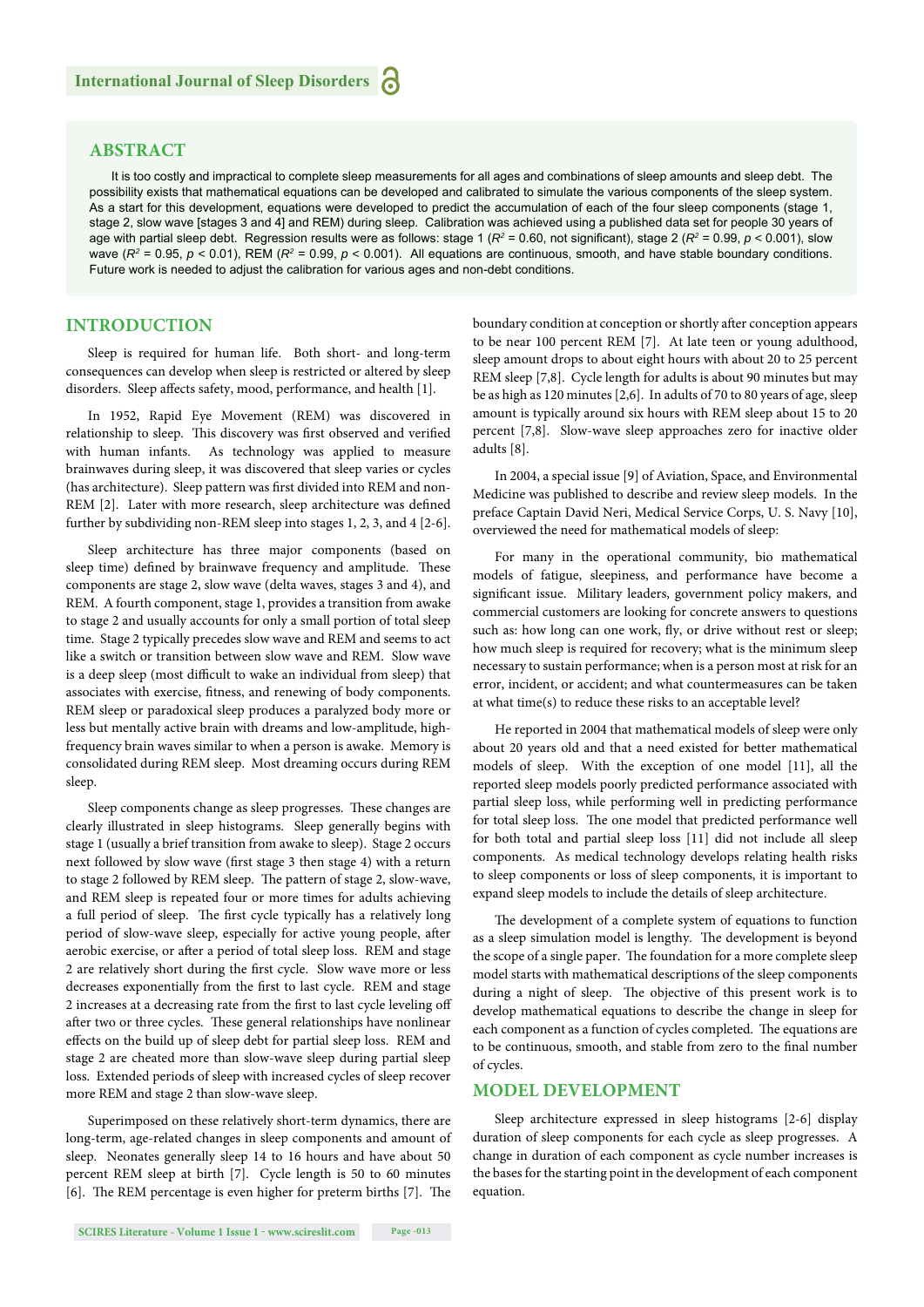## ABSTRACT

It is too costly and impractical to complete sleep measurements for all ages and combinations of sleep amounts and sleep debt. The possibility exists that mathematical equations can be developed and calibrated to simulate the various components of the sleep system. As a start for this development, equations were developed to predict the accumulation of each of the four sleep components (stage 1, stage 2, slow wave [stages 3 and 4] and REM) during sleep. Calibration was achieved using a published data set for people 30 years of age with partial sleep debt. Regression results were as follows: stage 1 ($R^2$ = 0.60, not significant), stage 2 ($R^2$ = 0.99, $p$ < 0.001), slow wave ($R^2$ = 0.95, $p$ < 0.01), REM ($R^2$ = 0.99, $p$ < 0.001). All equations are continuous, smooth, and have stable boundary conditions. Future work is needed to adjust the calibration for various ages and non-debt conditions.

## INTRODUCTION

Sleep is required for human life. Both short- and long-term consequences can develop when sleep is restricted or altered by sleep disorders. Sleep affects safety, mood, performance, and health [1].

In 1952, Rapid Eye Movement (REM) was discovered in relationship to sleep. This discovery was first observed and verified with human infants. As technology was applied to measure brainwaves during sleep, it was discovered that sleep varies or cycles (has architecture). Sleep pattern was first divided into REM and non-REM [2]. Later with more research, sleep architecture was defined further by subdividing non-REM sleep into stages 1, 2, 3, and 4 [2-6].

Sleep architecture has three major components (based on sleep time) defined by brainwave frequency and amplitude. These components are stage 2, slow wave (delta waves, stages 3 and 4), and REM. A fourth component, stage 1, provides a transition from awake to stage 2 and usually accounts for only a small portion of total sleep time. Stage 2 typically precedes slow wave and REM and seems to act like a switch or transition between slow wave and REM. Slow wave is a deep sleep (most difficult to wake an individual from sleep) that associates with exercise, fitness, and renewing of body components. REM sleep or paradoxical sleep produces a paralyzed body more or less but mentally active brain with dreams and low-amplitude, high-frequency brain waves similar to when a person is awake. Memory is consolidated during REM sleep. Most dreaming occurs during REM sleep.

Sleep components change as sleep progresses. These changes are clearly illustrated in sleep histograms. Sleep generally begins with stage 1 (usually a brief transition from awake to sleep). Stage 2 occurs next followed by slow wave (first stage 3 then stage 4) with a return to stage 2 followed by REM sleep. The pattern of stage 2, slow-wave, and REM sleep is repeated four or more times for adults achieving a full period of sleep. The first cycle typically has a relatively long period of slow-wave sleep, especially for active young people, after aerobic exercise, or after a period of total sleep loss. REM and stage 2 are relatively short during the first cycle. Slow wave more or less decreases exponentially from the first to last cycle. REM and stage 2 increases at a decreasing rate from the first to last cycle leveling off after two or three cycles. These general relationships have nonlinear effects on the build up of sleep debt for partial sleep loss. REM and stage 2 are cheated more than slow-wave sleep during partial sleep loss. Extended periods of sleep with increased cycles of sleep recover more REM and stage 2 than slow-wave sleep.

Superimposed on these relatively short-term dynamics, there are long-term, age-related changes in sleep components and amount of sleep. Neonates generally sleep 14 to 16 hours and have about 50 percent REM sleep at birth [7]. Cycle length is 50 to 60 minutes [6]. The REM percentage is even higher for preterm births [7]. The boundary condition at conception or shortly after conception appears to be near 100 percent REM [7]. At late teen or young adulthood, sleep amount drops to about eight hours with about 20 to 25 percent REM sleep [7,8]. Cycle length for adults is about 90 minutes but may be as high as 120 minutes [2,6]. In adults of 70 to 80 years of age, sleep amount is typically around six hours with REM sleep about 15 to 20 percent [7,8]. Slow-wave sleep approaches zero for inactive older adults [8].

In 2004, a special issue [9] of Aviation, Space, and Environmental Medicine was published to describe and review sleep models. In the preface Captain David Neri, Medical Service Corps, U. S. Navy [10], overviewed the need for mathematical models of sleep:

> For many in the operational community, bio mathematical models of fatigue, sleepiness, and performance have become a significant issue. Military leaders, government policy makers, and commercial customers are looking for concrete answers to questions such as: how long can one work, fly, or drive without rest or sleep; how much sleep is required for recovery; what is the minimum sleep necessary to sustain performance; when is a person most at risk for an error, incident, or accident; and what countermeasures can be taken at what time(s) to reduce these risks to an acceptable level?

He reported in 2004 that mathematical models of sleep were only about 20 years old and that a need existed for better mathematical models of sleep. With the exception of one model [11], all the reported sleep models poorly predicted performance associated with partial sleep loss, while performing well in predicting performance for total sleep loss. The one model that predicted performance well for both total and partial sleep loss [11] did not include all sleep components. As medical technology develops relating health risks to sleep components or loss of sleep components, it is important to expand sleep models to include the details of sleep architecture.

The development of a complete system of equations to function as a sleep simulation model is lengthy. The development is beyond the scope of a single paper. The foundation for a more complete sleep model starts with mathematical descriptions of the sleep components during a night of sleep. The objective of this present work is to develop mathematical equations to describe the change in sleep for each component as a function of cycles completed. The equations are to be continuous, smooth, and stable from zero to the final number of cycles.

## MODEL DEVELOPMENT

Sleep architecture expressed in sleep histograms [2-6] display duration of sleep components for each cycle as sleep progresses. A change in duration of each component as cycle number increases is the bases for the starting point in the development of each component equation.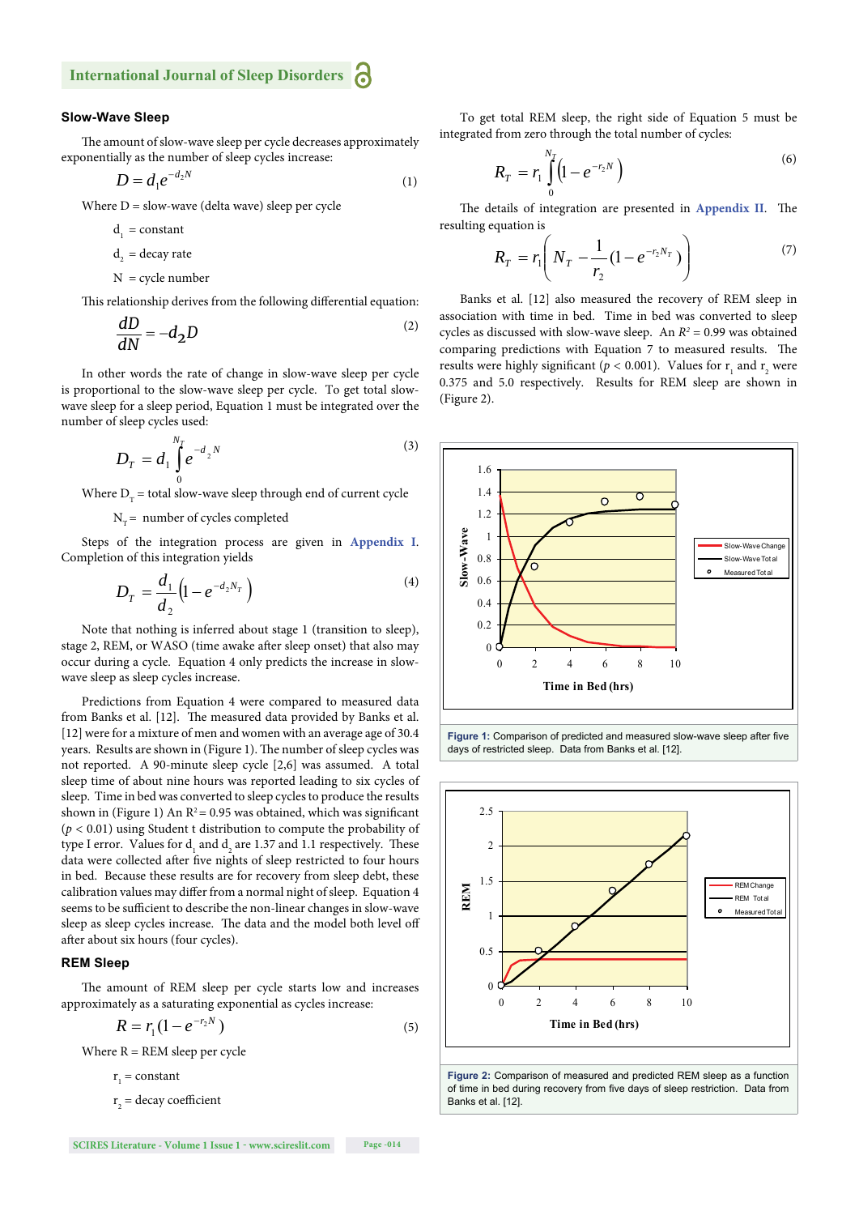## Slow-Wave Sleep

The amount of slow-wave sleep per cycle decreases approximately exponentially as the number of sleep cycles increase:

$$D = d_1 e^{-d_2 N} \tag{1}$$

Where D = slow-wave (delta wave) sleep per cycle

$d_1$ = constant

$d_2$ = decay rate

N = cycle number

This relationship derives from the following differential equation:

$$\frac{dD}{dN} = -d_2 D \tag{2}$$

In other words the rate of change in slow-wave sleep per cycle is proportional to the slow-wave sleep per cycle. To get total slow-wave sleep for a sleep period, Equation 1 must be integrated over the number of sleep cycles used:

$$D_T = d_1 \int_0^{N_T} e^{-d_2 N} \tag{3}$$

Where $D_T$ = total slow-wave sleep through end of current cycle

$N_T$ = number of cycles completed

Steps of the integration process are given in Appendix I. Completion of this integration yields

$$D_T = \frac{d_1}{d_2}\left(1 - e^{-d_2 N_T}\right) \tag{4}$$

Note that nothing is inferred about stage 1 (transition to sleep), stage 2, REM, or WASO (time awake after sleep onset) that also may occur during a cycle. Equation 4 only predicts the increase in slow-wave sleep as sleep cycles increase.

Predictions from Equation 4 were compared to measured data from Banks et al. [12]. The measured data provided by Banks et al. [12] were for a mixture of men and women with an average age of 30.4 years. Results are shown in (Figure 1). The number of sleep cycles was not reported. A 90-minute sleep cycle [2,6] was assumed. A total sleep time of about nine hours was reported leading to six cycles of sleep. Time in bed was converted to sleep cycles to produce the results shown in (Figure 1) An $R^2$ = 0.95 was obtained, which was significant ($p < 0.01$) using Student t distribution to compute the probability of type I error. Values for $d_1$ and $d_2$ are 1.37 and 1.1 respectively. These data were collected after five nights of sleep restricted to four hours in bed. Because these results are for recovery from sleep debt, these calibration values may differ from a normal night of sleep. Equation 4 seems to be sufficient to describe the non-linear changes in slow-wave sleep as sleep cycles increase. The data and the model both level off after about six hours (four cycles).

## REM Sleep

The amount of REM sleep per cycle starts low and increases approximately as a saturating exponential as cycles increase:

$$R = r_1\left(1 - e^{-r_2 N}\right) \tag{5}$$

Where R = REM sleep per cycle

$r_1$ = constant

$r_2$ = decay coefficient

To get total REM sleep, the right side of Equation 5 must be integrated from zero through the total number of cycles:

$$R_T = r_1 \int_0^{N_T} \left(1 - e^{-r_2 N}\right) \tag{6}$$

The details of integration are presented in Appendix II. The resulting equation is

$$R_T = r_1\left(N_T - \frac{1}{r_2}\left(1 - e^{-r_2 N_T}\right)\right) \tag{7}$$

Banks et al. [12] also measured the recovery of REM sleep in association with time in bed. Time in bed was converted to sleep cycles as discussed with slow-wave sleep. An $R^2$ = 0.99 was obtained comparing predictions with Equation 7 to measured results. The results were highly significant ($p < 0.001$). Values for $r_1$ and $r_2$ were 0.375 and 5.0 respectively. Results for REM sleep are shown in (Figure 2).

**Figure 1:** Comparison of predicted and measured slow-wave sleep after five days of restricted sleep. Data from Banks et al. [12].

**Figure 2:** Comparison of measured and predicted REM sleep as a function of time in bed during recovery from five days of sleep restriction. Data from Banks et al. [12].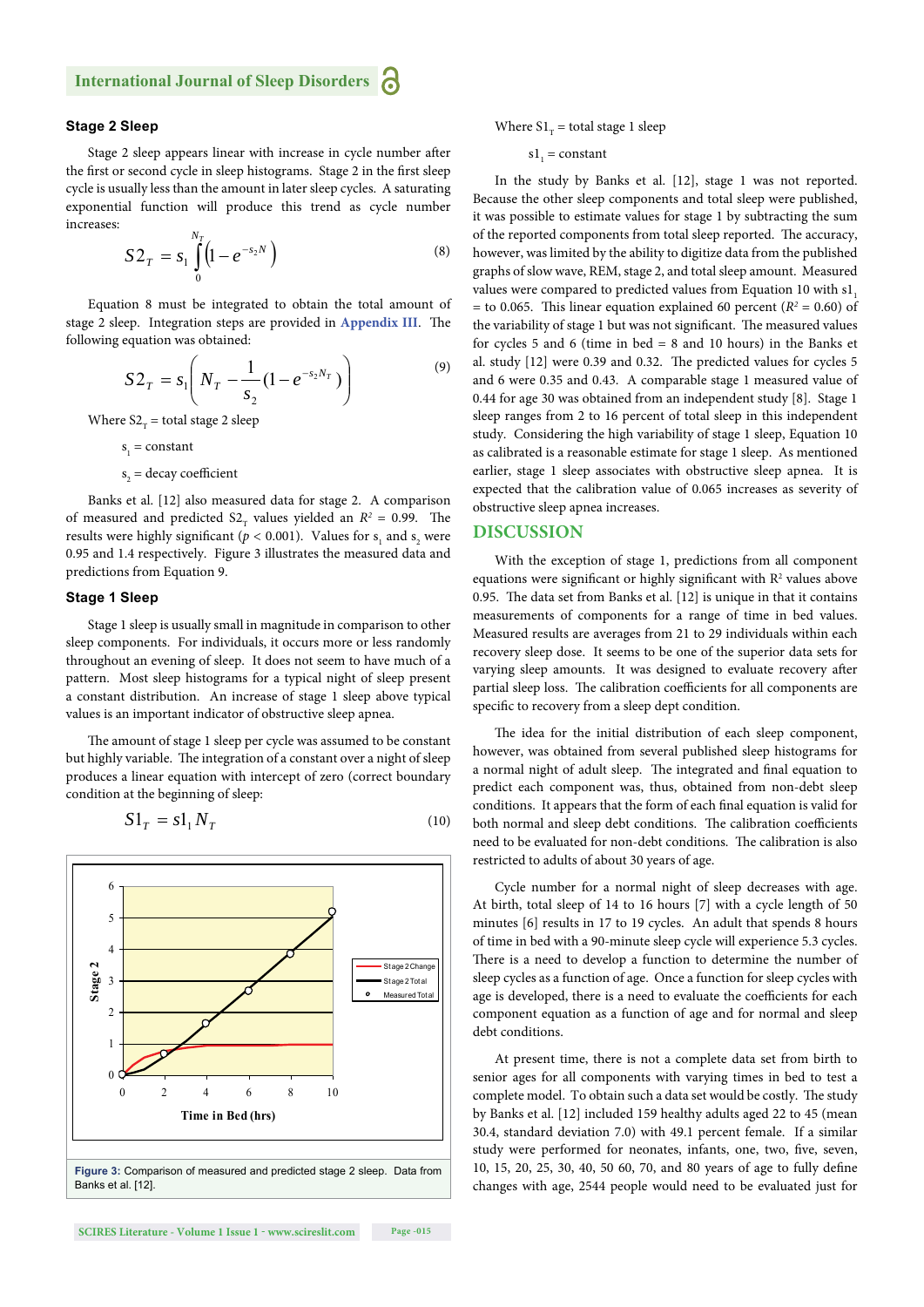### Stage 2 Sleep

Stage 2 sleep appears linear with increase in cycle number after the first or second cycle in sleep histograms. Stage 2 in the first sleep cycle is usually less than the amount in later sleep cycles. A saturating exponential function will produce this trend as cycle number increases:

$$S2_T = s_1 \int_0^{N_T} \left(1 - e^{-s_2 N}\right) \tag{8}$$

Equation 8 must be integrated to obtain the total amount of stage 2 sleep. Integration steps are provided in Appendix III. The following equation was obtained:

$$S2_T = s_1 \left( N_T - \frac{1}{s_2}(1 - e^{-s_2 N_T}) \right) \tag{9}$$

Where $S2_T$ = total stage 2 sleep

$s_1$ = constant

$s_2$ = decay coefficient

Banks et al. [12] also measured data for stage 2. A comparison of measured and predicted $S2_T$ values yielded an $R^2$ = 0.99. The results were highly significant ($p < 0.001$). Values for $s_1$ and $s_2$ were 0.95 and 1.4 respectively. Figure 3 illustrates the measured data and predictions from Equation 9.

### Stage 1 Sleep

Stage 1 sleep is usually small in magnitude in comparison to other sleep components. For individuals, it occurs more or less randomly throughout an evening of sleep. It does not seem to have much of a pattern. Most sleep histograms for a typical night of sleep present a constant distribution. An increase of stage 1 sleep above typical values is an important indicator of obstructive sleep apnea.

The amount of stage 1 sleep per cycle was assumed to be constant but highly variable. The integration of a constant over a night of sleep produces a linear equation with intercept of zero (correct boundary condition at the beginning of sleep:

$$S1_T = s1_1 N_T \tag{10}$$

**Figure 3:** Comparison of measured and predicted stage 2 sleep. Data from Banks et al. [12].

Where $S1_T$ = total stage 1 sleep

$s1_1$ = constant

In the study by Banks et al. [12], stage 1 was not reported. Because the other sleep components and total sleep were published, it was possible to estimate values for stage 1 by subtracting the sum of the reported components from total sleep reported. The accuracy, however, was limited by the ability to digitize data from the published graphs of slow wave, REM, stage 2, and total sleep amount. Measured values were compared to predicted values from Equation 10 with $s1_1$ = to 0.065. This linear equation explained 60 percent ($R^2$ = 0.60) of the variability of stage 1 but was not significant. The measured values for cycles 5 and 6 (time in bed = 8 and 10 hours) in the Banks et al. study [12] were 0.39 and 0.32. The predicted values for cycles 5 and 6 were 0.35 and 0.43. A comparable stage 1 measured value of 0.44 for age 30 was obtained from an independent study [8]. Stage 1 sleep ranges from 2 to 16 percent of total sleep in this independent study. Considering the high variability of stage 1 sleep, Equation 10 as calibrated is a reasonable estimate for stage 1 sleep. As mentioned earlier, stage 1 sleep associates with obstructive sleep apnea. It is expected that the calibration value of 0.065 increases as severity of obstructive sleep apnea increases.

## DISCUSSION

With the exception of stage 1, predictions from all component equations were significant or highly significant with $R^2$ values above 0.95. The data set from Banks et al. [12] is unique in that it contains measurements of components for a range of time in bed values. Measured results are averages from 21 to 29 individuals within each recovery sleep dose. It seems to be one of the superior data sets for varying sleep amounts. It was designed to evaluate recovery after partial sleep loss. The calibration coefficients for all components are specific to recovery from a sleep dept condition.

The idea for the initial distribution of each sleep component, however, was obtained from several published sleep histograms for a normal night of adult sleep. The integrated and final equation to predict each component was, thus, obtained from non-debt sleep conditions. It appears that the form of each final equation is valid for both normal and sleep debt conditions. The calibration coefficients need to be evaluated for non-debt conditions. The calibration is also restricted to adults of about 30 years of age.

Cycle number for a normal night of sleep decreases with age. At birth, total sleep of 14 to 16 hours [7] with a cycle length of 50 minutes [6] results in 17 to 19 cycles. An adult that spends 8 hours of time in bed with a 90-minute sleep cycle will experience 5.3 cycles. There is a need to develop a function to determine the number of sleep cycles as a function of age. Once a function for sleep cycles with age is developed, there is a need to evaluate the coefficients for each component equation as a function of age and for normal and sleep debt conditions.

At present time, there is not a complete data set from birth to senior ages for all components with varying times in bed to test a complete model. To obtain such a data set would be costly. The study by Banks et al. [12] included 159 healthy adults aged 22 to 45 (mean 30.4, standard deviation 7.0) with 49.1 percent female. If a similar study were performed for neonates, infants, one, two, five, seven, 10, 15, 20, 25, 30, 40, 50 60, 70, and 80 years of age to fully define changes with age, 2544 people would need to be evaluated just for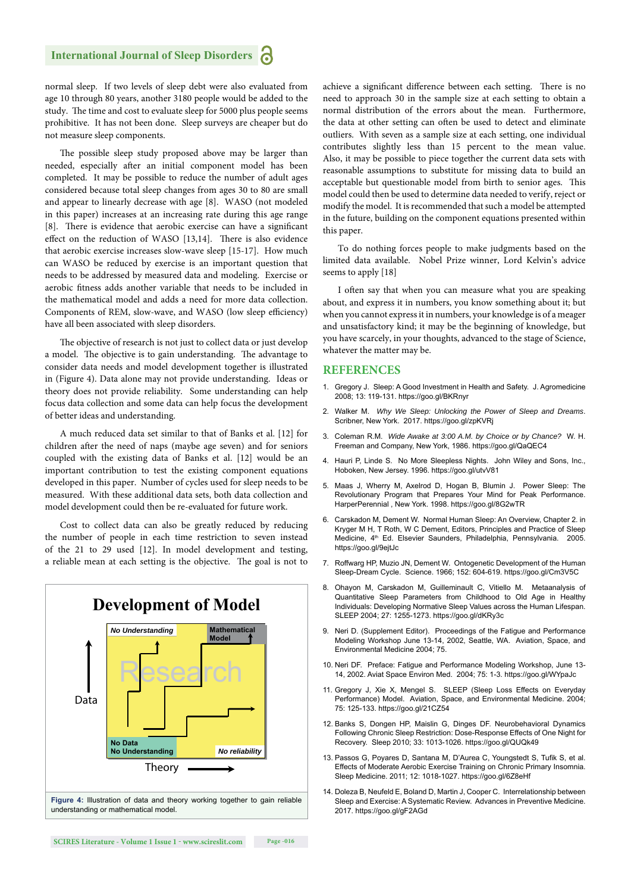normal sleep. If two levels of sleep debt were also evaluated from age 10 through 80 years, another 3180 people would be added to the study. The time and cost to evaluate sleep for 5000 plus people seems prohibitive. It has not been done. Sleep surveys are cheaper but do not measure sleep components.

The possible sleep study proposed above may be larger than needed, especially after an initial component model has been completed. It may be possible to reduce the number of adult ages considered because total sleep changes from ages 30 to 80 are small and appear to linearly decrease with age [8]. WASO (not modeled in this paper) increases at an increasing rate during this age range [8]. There is evidence that aerobic exercise can have a significant effect on the reduction of WASO [13,14]. There is also evidence that aerobic exercise increases slow-wave sleep [15-17]. How much can WASO be reduced by exercise is an important question that needs to be addressed by measured data and modeling. Exercise or aerobic fitness adds another variable that needs to be included in the mathematical model and adds a need for more data collection. Components of REM, slow-wave, and WASO (low sleep efficiency) have all been associated with sleep disorders.

The objective of research is not just to collect data or just develop a model. The objective is to gain understanding. The advantage to consider data needs and model development together is illustrated in (Figure 4). Data alone may not provide understanding. Ideas or theory does not provide reliability. Some understanding can help focus data collection and some data can help focus the development of better ideas and understanding.

A much reduced data set similar to that of Banks et al. [12] for children after the need of naps (maybe age seven) and for seniors coupled with the existing data of Banks et al. [12] would be an important contribution to test the existing component equations developed in this paper. Number of cycles used for sleep needs to be measured. With these additional data sets, both data collection and model development could then be re-evaluated for future work.

Cost to collect data can also be greatly reduced by reducing the number of people in each time restriction to seven instead of the 21 to 29 used [12]. In model development and testing, a reliable mean at each setting is the objective. The goal is not to achieve a significant difference between each setting. There is no need to approach 30 in the sample size at each setting to obtain a normal distribution of the errors about the mean. Furthermore, the data at other setting can often be used to detect and eliminate outliers. With seven as a sample size at each setting, one individual contributes slightly less than 15 percent to the mean value. Also, it may be possible to piece together the current data sets with reasonable assumptions to substitute for missing data to build an acceptable but questionable model from birth to senior ages. This model could then be used to determine data needed to verify, reject or modify the model. It is recommended that such a model be attempted in the future, building on the component equations presented within this paper.

To do nothing forces people to make judgments based on the limited data available. Nobel Prize winner, Lord Kelvin's advice seems to apply [18]

I often say that when you can measure what you are speaking about, and express it in numbers, you know something about it; but when you cannot express it in numbers, your knowledge is of a meager and unsatisfactory kind; it may be the beginning of knowledge, but you have scarcely, in your thoughts, advanced to the stage of Science, whatever the matter may be.

**Development of Model**

*No Understanding* | Mathematical Model | Research | Data | No Data / No Understanding | *No reliability* | Theory

**Figure 4:** Illustration of data and theory working together to gain reliable understanding or mathematical model.

## REFERENCES

1. Gregory J. Sleep: A Good Investment in Health and Safety. J. Agromedicine 2008; 13: 119-131. https://goo.gl/BKRnyr
2. Walker M. *Why We Sleep: Unlocking the Power of Sleep and Dreams*. Scribner, New York. 2017. https://goo.gl/zpKVRj
3. Coleman R.M. *Wide Awake at 3:00 A.M. by Choice or by Chance?* W. H. Freeman and Company, New York, 1986. https://goo.gl/QaQEC4
4. Hauri P, Linde S. No More Sleepless Nights. John Wiley and Sons, Inc., Hoboken, New Jersey. 1996. https://goo.gl/utvV81
5. Maas J, Wherry M, Axelrod D, Hogan B, Blumin J. Power Sleep: The Revolutionary Program that Prepares Your Mind for Peak Performance. HarperPerennial , New York. 1998. https://goo.gl/8G2wTR
6. Carskadon M, Dement W. Normal Human Sleep: An Overview, Chapter 2. in Kryger M H, T Roth, W C Dement, Editors, Principles and Practice of Sleep Medicine, 4th Ed. Elsevier Saunders, Philadelphia, Pennsylvania. 2005. https://goo.gl/9ejtJc
7. Roffwarg HP, Muzio JN, Dement W. Ontogenetic Development of the Human Sleep-Dream Cycle. Science. 1966; 152: 604-619. https://goo.gl/Cm3V5C
8. Ohayon M, Carskadon M, Guilleminault C, Vitiello M. Metaanalysis of Quantitative Sleep Parameters from Childhood to Old Age in Healthy Individuals: Developing Normative Sleep Values across the Human Lifespan. SLEEP 2004; 27: 1255-1273. https://goo.gl/dKRy3c
9. Neri D. (Supplement Editor). Proceedings of the Fatigue and Performance Modeling Workshop June 13-14, 2002, Seattle, WA. Aviation, Space, and Environmental Medicine 2004; 75.
10. Neri DF. Preface: Fatigue and Performance Modeling Workshop, June 13-14, 2002. Aviat Space Environ Med. 2004; 75: 1-3. https://goo.gl/WYpaJc
11. Gregory J, Xie X, Mengel S. SLEEP (Sleep Loss Effects on Everyday Performance) Model. Aviation, Space, and Environmental Medicine. 2004; 75: 125-133. https://goo.gl/21CZ54
12. Banks S, Dongen HP, Maislin G, Dinges DF. Neurobehavioral Dynamics Following Chronic Sleep Restriction: Dose-Response Effects of One Night for Recovery. Sleep 2010; 33: 1013-1026. https://goo.gl/QUQk49
13. Passos G, Poyares D, Santana M, D'Aurea C, Youngstedt S, Tufik S, et al. Effects of Moderate Aerobic Exercise Training on Chronic Primary Insomnia. Sleep Medicine. 2011; 12: 1018-1027. https://goo.gl/6Z8eHf
14. Doleza B, Neufeld E, Boland D, Martin J, Cooper C. Interrelationship between Sleep and Exercise: A Systematic Review. Advances in Preventive Medicine. 2017. https://goo.gl/gF2AGd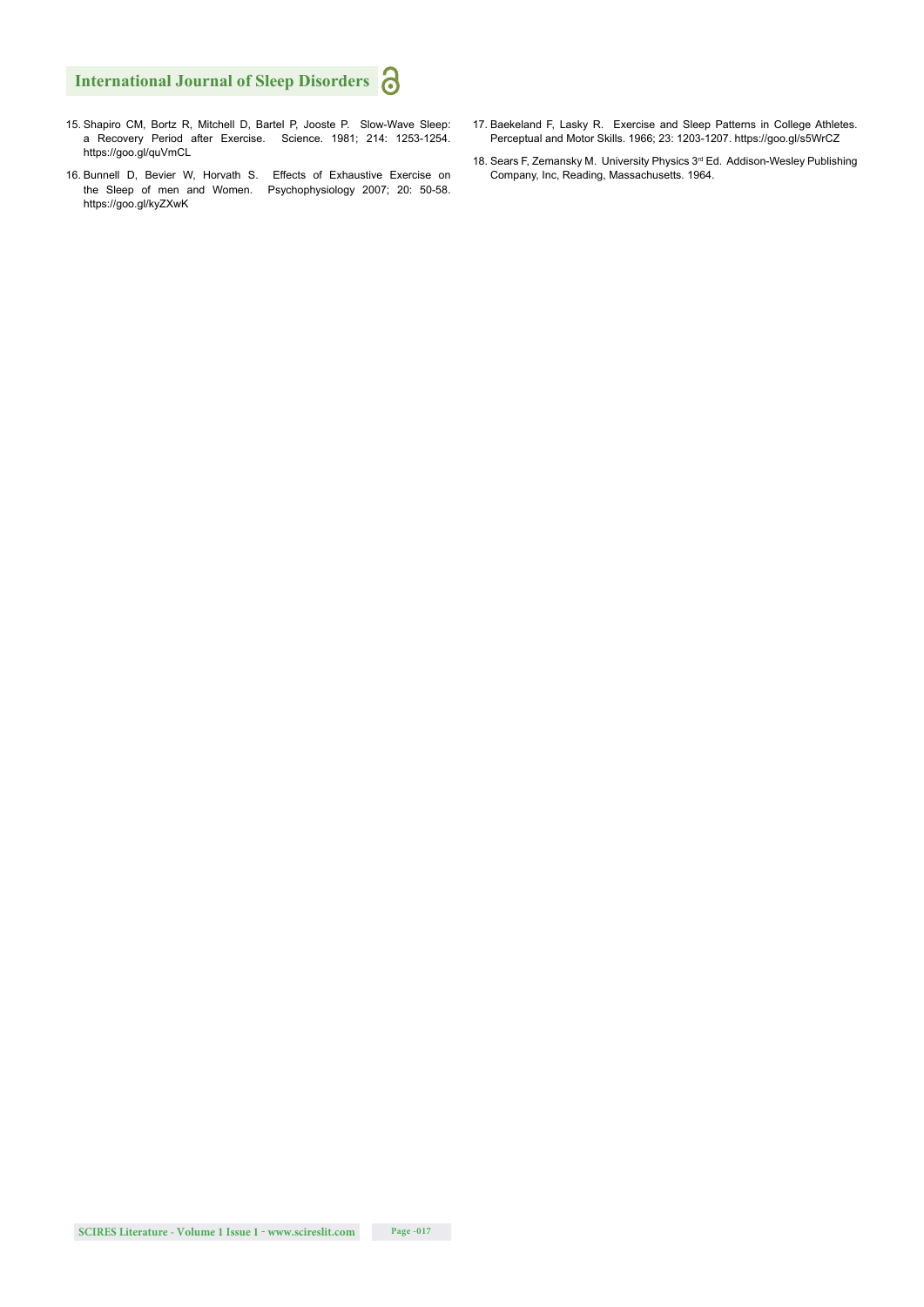15. Shapiro CM, Bortz R, Mitchell D, Bartel P, Jooste P. Slow-Wave Sleep: a Recovery Period after Exercise. Science. 1981; 214: 1253-1254. https://goo.gl/quVmCL

16. Bunnell D, Bevier W, Horvath S. Effects of Exhaustive Exercise on the Sleep of men and Women. Psychophysiology 2007; 20: 50-58. https://goo.gl/kyZXwK

17. Baekeland F, Lasky R. Exercise and Sleep Patterns in College Athletes. Perceptual and Motor Skills. 1966; 23: 1203-1207. https://goo.gl/s5WrCZ

18. Sears F, Zemansky M. University Physics 3rd Ed. Addison-Wesley Publishing Company, Inc, Reading, Massachusetts. 1964.